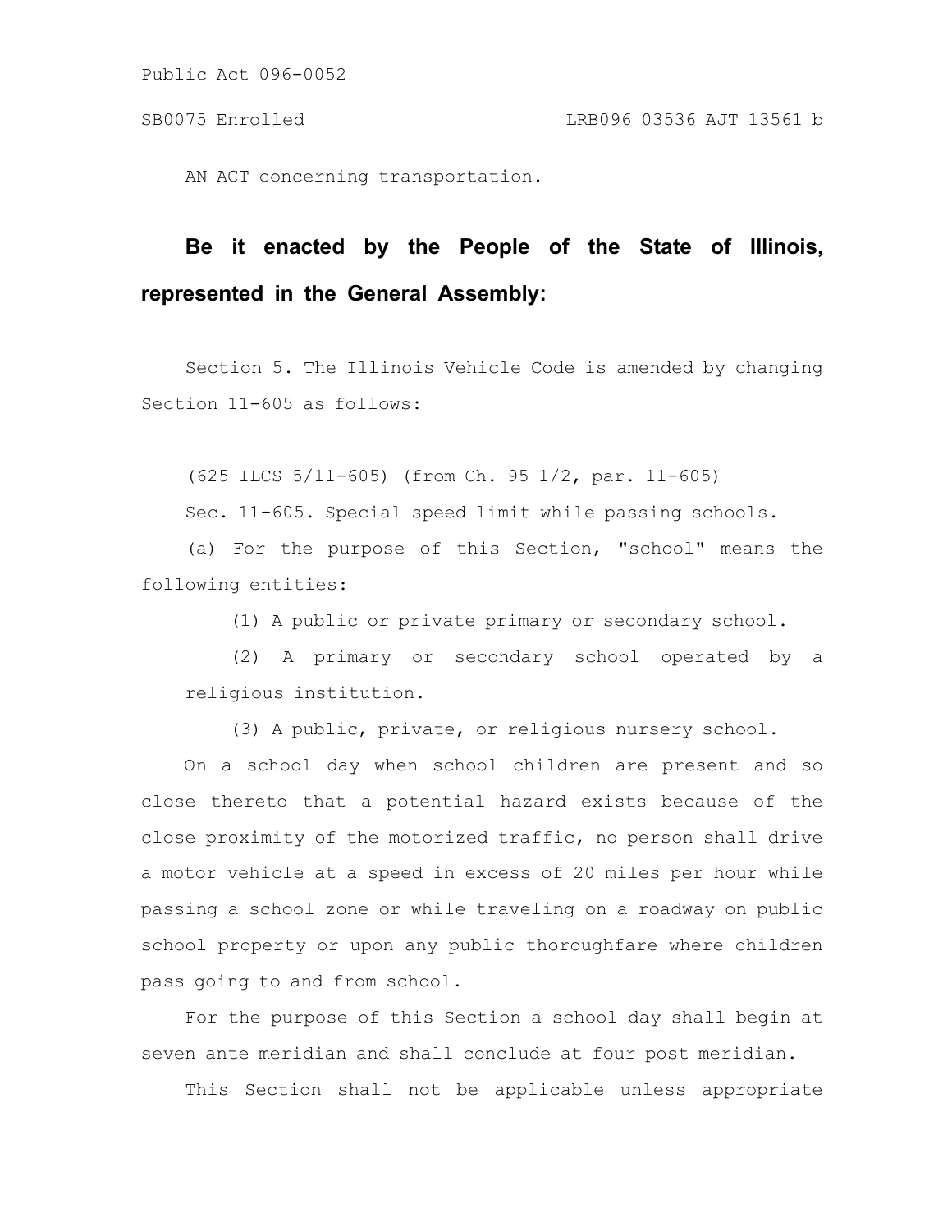Public Act 096-0052

SB0075 Enrolled LRB096 03536 AJT 13561 b

AN ACT concerning transportation.

**Be it enacted by the People of the State of Illinois, represented in the General Assembly:**

Section 5. The Illinois Vehicle Code is amended by changing Section 11-605 as follows:

(625 ILCS 5/11-605) (from Ch. 95 1/2, par. 11-605)

Sec. 11-605. Special speed limit while passing schools.

(a) For the purpose of this Section, "school" means the following entities:

(1) A public or private primary or secondary school.

(2) A primary or secondary school operated by a religious institution.

(3) A public, private, or religious nursery school.

On a school day when school children are present and so close thereto that a potential hazard exists because of the close proximity of the motorized traffic, no person shall drive a motor vehicle at a speed in excess of 20 miles per hour while passing a school zone or while traveling on a roadway on public school property or upon any public thoroughfare where children pass going to and from school.

For the purpose of this Section a school day shall begin at seven ante meridian and shall conclude at four post meridian.

This Section shall not be applicable unless appropriate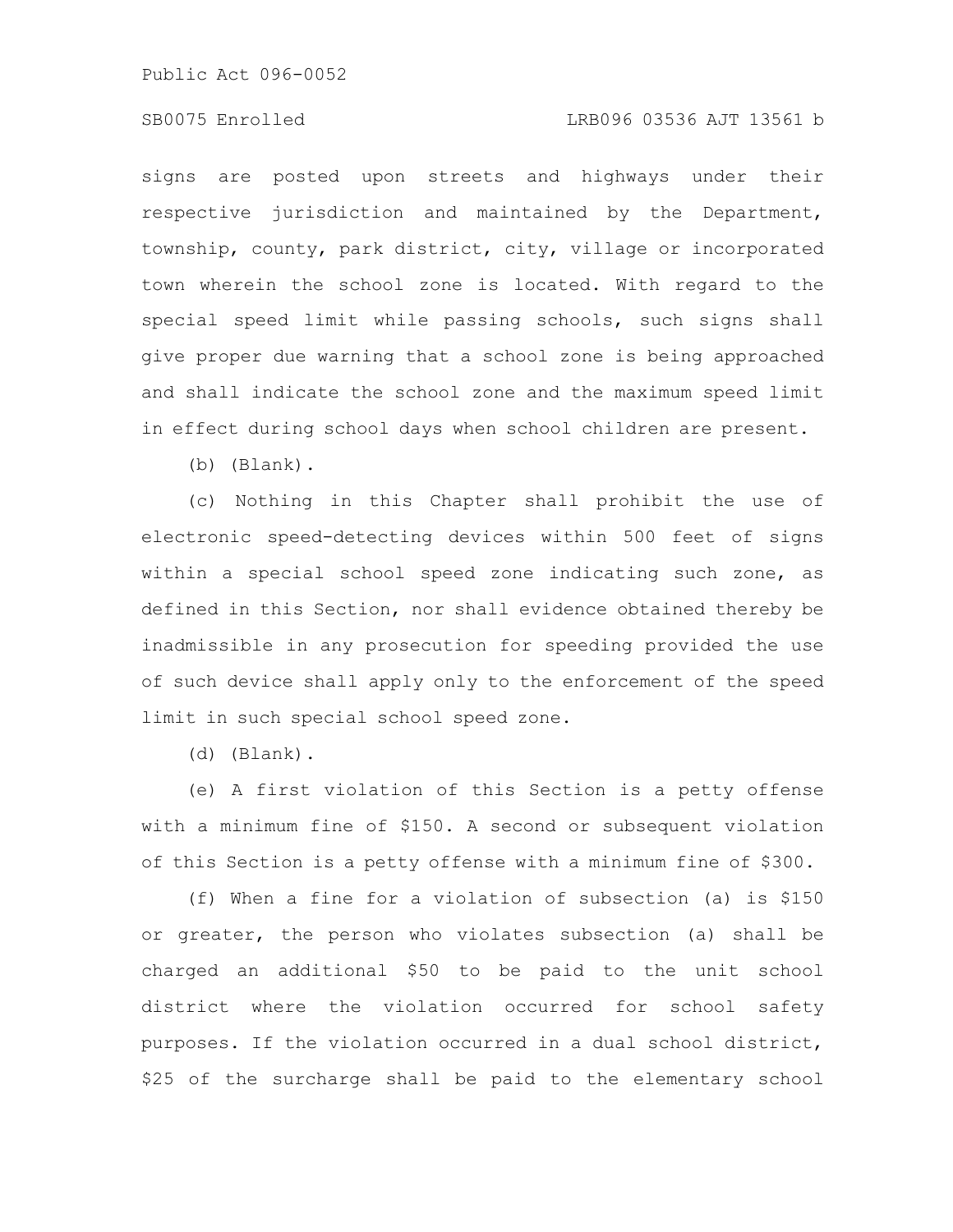signs are posted upon streets and highways under their respective jurisdiction and maintained by the Department, township, county, park district, city, village or incorporated town wherein the school zone is located. With regard to the special speed limit while passing schools, such signs shall give proper due warning that a school zone is being approached and shall indicate the school zone and the maximum speed limit in effect during school days when school children are present.

(b) (Blank).

(c) Nothing in this Chapter shall prohibit the use of electronic speed-detecting devices within 500 feet of signs within a special school speed zone indicating such zone, as defined in this Section, nor shall evidence obtained thereby be inadmissible in any prosecution for speeding provided the use of such device shall apply only to the enforcement of the speed limit in such special school speed zone.

(d) (Blank).

(e) A first violation of this Section is a petty offense with a minimum fine of $150. A second or subsequent violation of this Section is a petty offense with a minimum fine of $300.

(f) When a fine for a violation of subsection (a) is $150 or greater, the person who violates subsection (a) shall be charged an additional $50 to be paid to the unit school district where the violation occurred for school safety purposes. If the violation occurred in a dual school district, $25 of the surcharge shall be paid to the elementary school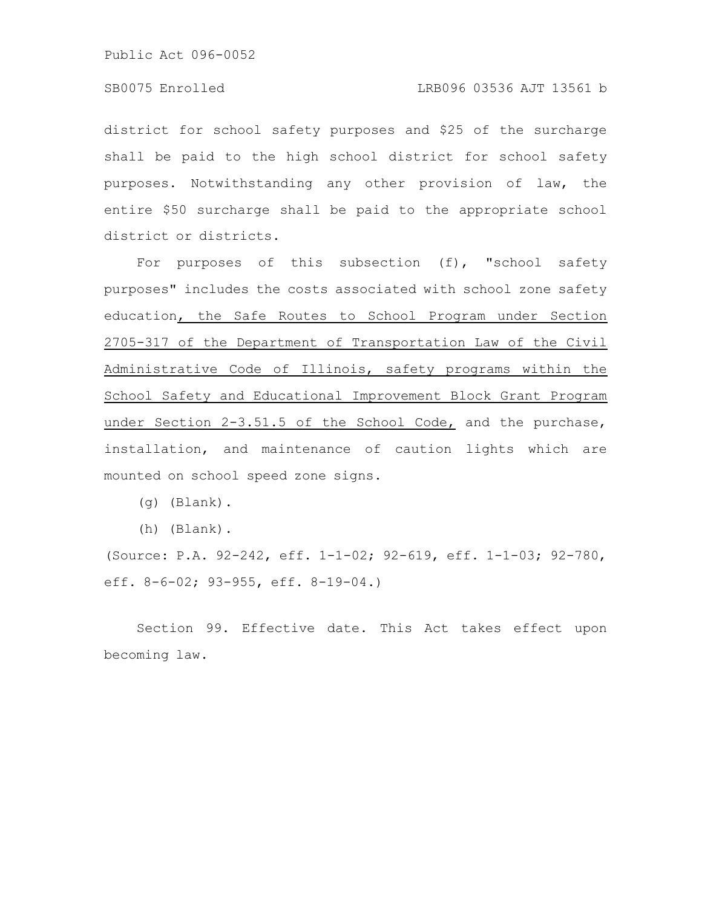district for school safety purposes and $25 of the surcharge shall be paid to the high school district for school safety purposes. Notwithstanding any other provision of law, the entire $50 surcharge shall be paid to the appropriate school district or districts.

For purposes of this subsection (f), "school safety purposes" includes the costs associated with school zone safety education<u>, the Safe Routes to School Program under Section 2705-317 of the Department of Transportation Law of the Civil Administrative Code of Illinois, safety programs within the School Safety and Educational Improvement Block Grant Program under Section 2-3.51.5 of the School Code,</u> and the purchase, installation, and maintenance of caution lights which are mounted on school speed zone signs.

(g) (Blank).

(h) (Blank).

(Source: P.A. 92-242, eff. 1-1-02; 92-619, eff. 1-1-03; 92-780, eff. 8-6-02; 93-955, eff. 8-19-04.)

Section 99. Effective date. This Act takes effect upon becoming law.